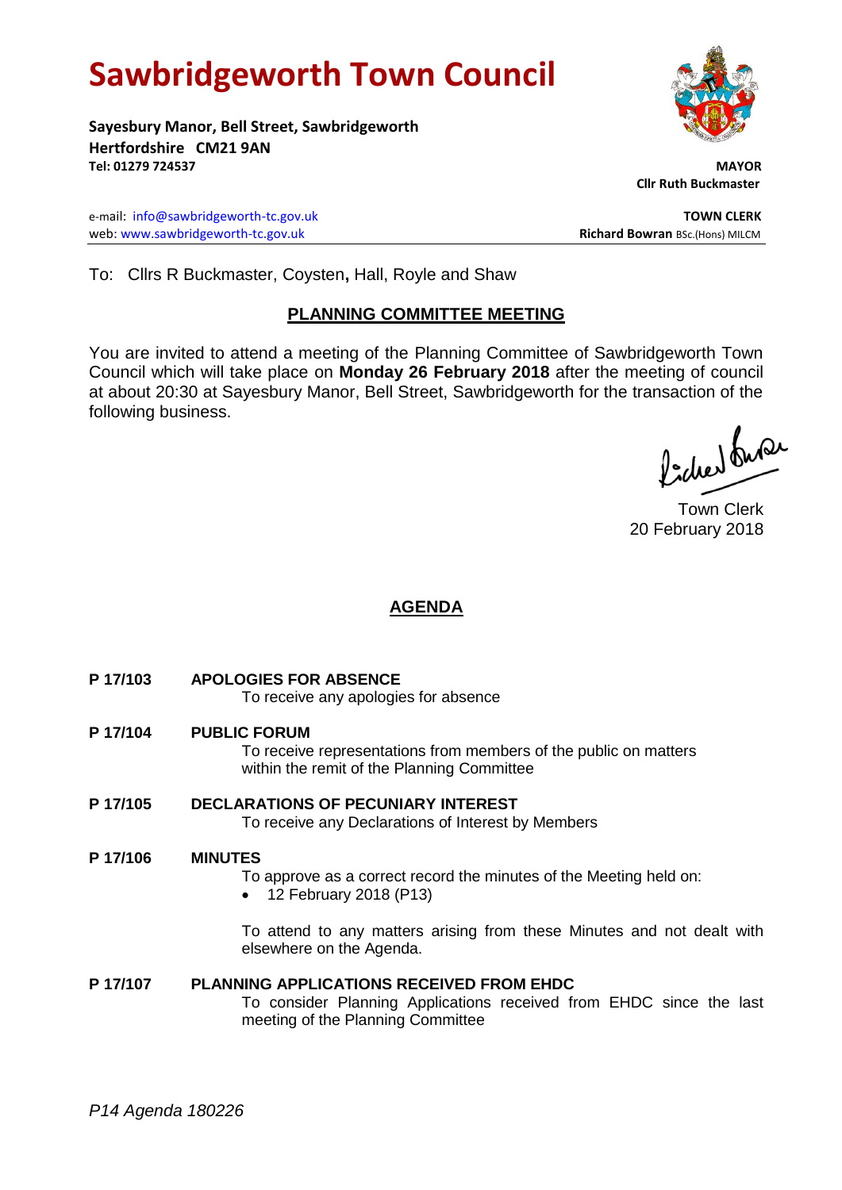# Sawbridgeworth Town Council

**Sayesbury Manor, Bell Street, Sawbridgeworth**
**Hertfordshire CM21 9AN**
**Tel: 01279 724537**

**MAYOR**
**Cllr Ruth Buckmaster**

e-mail: info@sawbridgeworth-tc.gov.uk
web: www.sawbridgeworth-tc.gov.uk

**TOWN CLERK**
**Richard Bowran** BSc.(Hons) MILCM

To: Cllrs R Buckmaster, Coysten**,** Hall, Royle and Shaw

## PLANNING COMMITTEE MEETING

You are invited to attend a meeting of the Planning Committee of Sawbridgeworth Town Council which will take place on **Monday 26 February 2018** after the meeting of council at about 20:30 at Sayesbury Manor, Bell Street, Sawbridgeworth for the transaction of the following business.

Town Clerk
20 February 2018

## AGENDA

**P 17/103 APOLOGIES FOR ABSENCE**
To receive any apologies for absence

**P 17/104 PUBLIC FORUM**
To receive representations from members of the public on matters within the remit of the Planning Committee

**P 17/105 DECLARATIONS OF PECUNIARY INTEREST**
To receive any Declarations of Interest by Members

**P 17/106 MINUTES**
To approve as a correct record the minutes of the Meeting held on:

- 12 February 2018 (P13)

To attend to any matters arising from these Minutes and not dealt with elsewhere on the Agenda.

**P 17/107 PLANNING APPLICATIONS RECEIVED FROM EHDC**
To consider Planning Applications received from EHDC since the last meeting of the Planning Committee

*P14 Agenda 180226*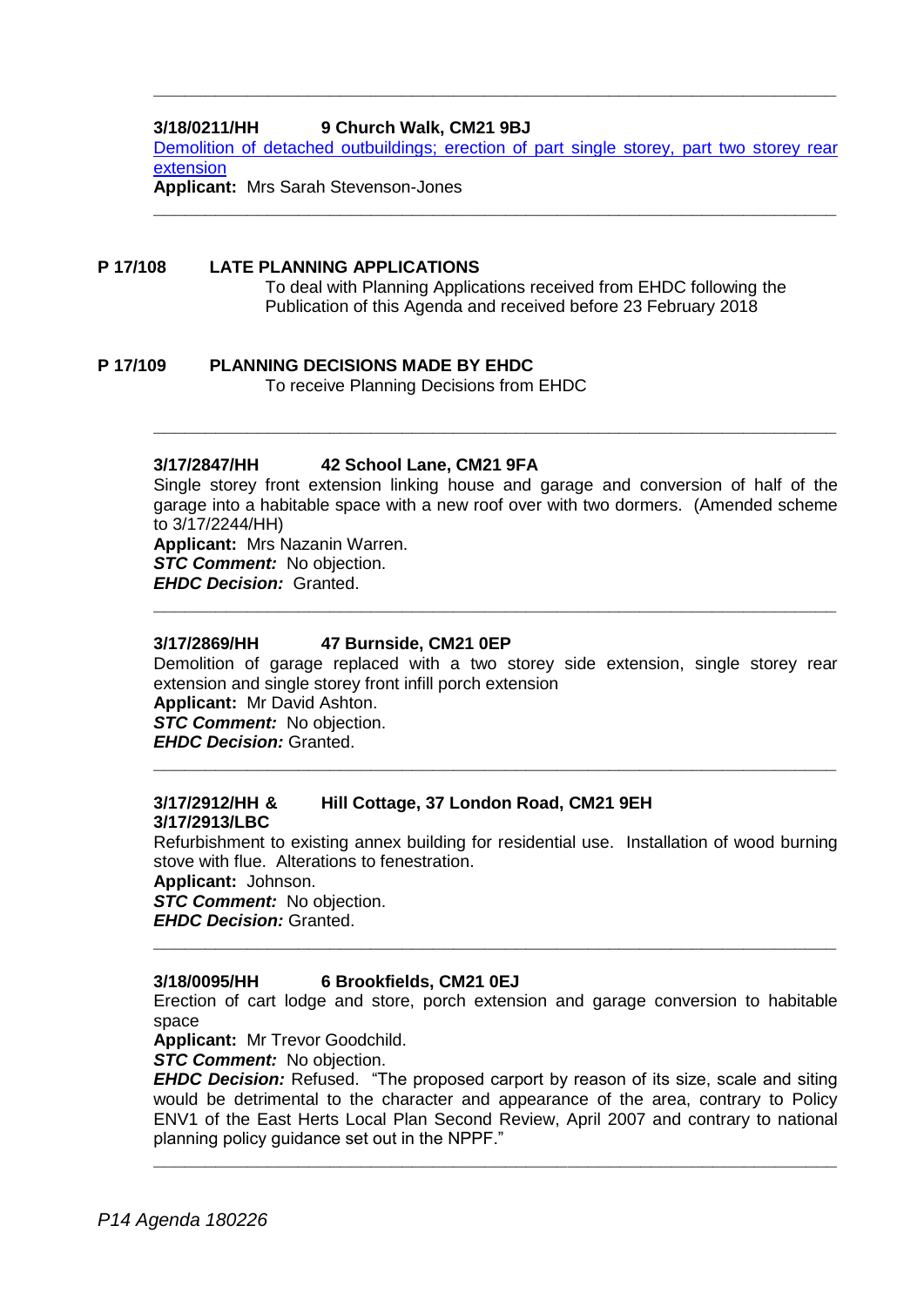---

**3/18/0211/HH 9 Church Walk, CM21 9BJ**

Demolition of detached outbuildings; erection of part single storey, part two storey rear extension

**Applicant:** Mrs Sarah Stevenson-Jones

---

**P 17/108 LATE PLANNING APPLICATIONS**

To deal with Planning Applications received from EHDC following the Publication of this Agenda and received before 23 February 2018

**P 17/109 PLANNING DECISIONS MADE BY EHDC**

To receive Planning Decisions from EHDC

---

**3/17/2847/HH 42 School Lane, CM21 9FA**

Single storey front extension linking house and garage and conversion of half of the garage into a habitable space with a new roof over with two dormers. (Amended scheme to 3/17/2244/HH)

**Applicant:** Mrs Nazanin Warren.

***STC Comment:*** No objection.

***EHDC Decision:*** Granted.

---

**3/17/2869/HH 47 Burnside, CM21 0EP**

Demolition of garage replaced with a two storey side extension, single storey rear extension and single storey front infill porch extension

**Applicant:** Mr David Ashton.

***STC Comment:*** No objection.

***EHDC Decision:*** Granted.

---

**3/17/2912/HH & 3/17/2913/LBC Hill Cottage, 37 London Road, CM21 9EH**

Refurbishment to existing annex building for residential use. Installation of wood burning stove with flue. Alterations to fenestration.

**Applicant:** Johnson.

***STC Comment:*** No objection.

***EHDC Decision:*** Granted.

---

**3/18/0095/HH 6 Brookfields, CM21 0EJ**

Erection of cart lodge and store, porch extension and garage conversion to habitable space

**Applicant:** Mr Trevor Goodchild.

***STC Comment:*** No objection.

***EHDC Decision:*** Refused. "The proposed carport by reason of its size, scale and siting would be detrimental to the character and appearance of the area, contrary to Policy ENV1 of the East Herts Local Plan Second Review, April 2007 and contrary to national planning policy guidance set out in the NPPF."

---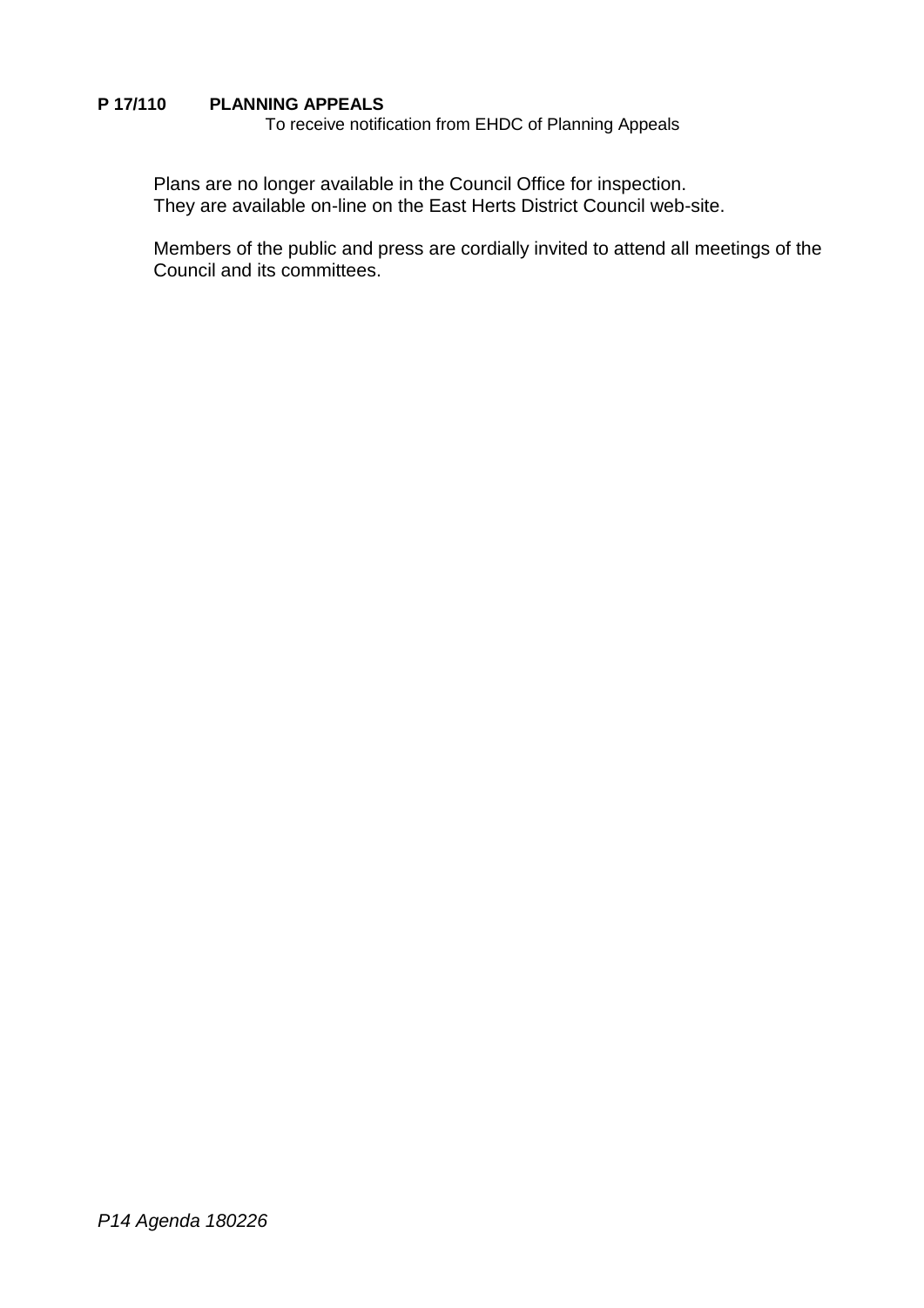**P 17/110 PLANNING APPEALS**

To receive notification from EHDC of Planning Appeals

Plans are no longer available in the Council Office for inspection.
They are available on-line on the East Herts District Council web-site.

Members of the public and press are cordially invited to attend all meetings of the Council and its committees.